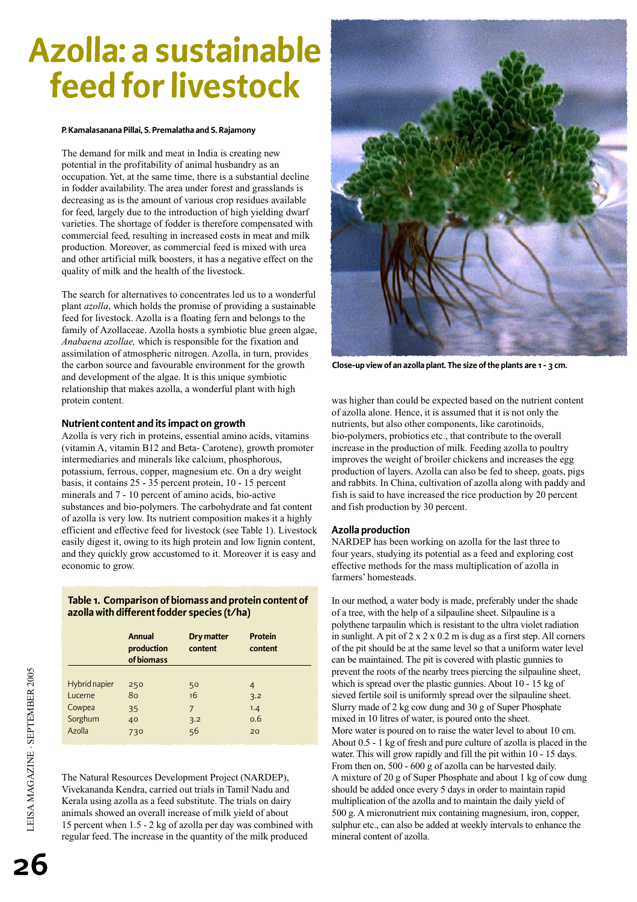# Azolla: a sustainable feed for livestock

**P. Kamalasanana Pillai, S. Premalatha and S. Rajamony**

The demand for milk and meat in India is creating new potential in the profitability of animal husbandry as an occupation. Yet, at the same time, there is a substantial decline in fodder availability. The area under forest and grasslands is decreasing as is the amount of various crop residues available for feed, largely due to the introduction of high yielding dwarf varieties. The shortage of fodder is therefore compensated with commercial feed, resulting in increased costs in meat and milk production. Moreover, as commercial feed is mixed with urea and other artificial milk boosters, it has a negative effect on the quality of milk and the health of the livestock.

The search for alternatives to concentrates led us to a wonderful plant *azolla*, which holds the promise of providing a sustainable feed for livestock. Azolla is a floating fern and belongs to the family of Azollaceae. Azolla hosts a symbiotic blue green algae, *Anabaena azollae,* which is responsible for the fixation and assimilation of atmospheric nitrogen. Azolla, in turn, provides the carbon source and favourable environment for the growth and development of the algae. It is this unique symbiotic relationship that makes azolla, a wonderful plant with high protein content.

### Nutrient content and its impact on growth

Azolla is very rich in proteins, essential amino acids, vitamins (vitamin A, vitamin B12 and Beta- Carotene), growth promoter intermediaries and minerals like calcium, phosphorous, potassium, ferrous, copper, magnesium etc. On a dry weight basis, it contains 25 - 35 percent protein, 10 - 15 percent minerals and 7 - 10 percent of amino acids, bio-active substances and bio-polymers. The carbohydrate and fat content of azolla is very low. Its nutrient composition makes it a highly efficient and effective feed for livestock (see Table 1). Livestock easily digest it, owing to its high protein and low lignin content, and they quickly grow accustomed to it. Moreover it is easy and economic to grow.

**Table 1. Comparison of biomass and protein content of azolla with different fodder species (t/ha)**

| | Annual production of biomass | Dry matter content | Protein content |
|---|---|---|---|
| Hybrid napier | 250 | 50 | 4 |
| Lucerne | 80 | 16 | 3.2 |
| Cowpea | 35 | 7 | 1.4 |
| Sorghum | 40 | 3.2 | 0.6 |
| Azolla | 730 | 56 | 20 |

The Natural Resources Development Project (NARDEP), Vivekananda Kendra, carried out trials in Tamil Nadu and Kerala using azolla as a feed substitute. The trials on dairy animals showed an overall increase of milk yield of about 15 percent when 1.5 - 2 kg of azolla per day was combined with regular feed. The increase in the quantity of the milk produced was higher than could be expected based on the nutrient content of azolla alone. Hence, it is assumed that it is not only the nutrients, but also other components, like carotinoids, bio-polymers, probiotics etc., that contribute to the overall increase in the production of milk. Feeding azolla to poultry improves the weight of broiler chickens and increases the egg production of layers. Azolla can also be fed to sheep, goats, pigs and rabbits. In China, cultivation of azolla along with paddy and fish is said to have increased the rice production by 20 percent and fish production by 30 percent.

Close-up view of an azolla plant. The size of the plants are 1 - 3 cm.

### Azolla production

NARDEP has been working on azolla for the last three to four years, studying its potential as a feed and exploring cost effective methods for the mass multiplication of azolla in farmers' homesteads.

In our method, a water body is made, preferably under the shade of a tree, with the help of a silpauline sheet. Silpauline is a polythene tarpaulin which is resistant to the ultra violet radiation in sunlight. A pit of 2 x 2 x 0.2 m is dug as a first step. All corners of the pit should be at the same level so that a uniform water level can be maintained. The pit is covered with plastic gunnies to prevent the roots of the nearby trees piercing the silpauline sheet, which is spread over the plastic gunnies. About 10 - 15 kg of sieved fertile soil is uniformly spread over the silpauline sheet. Slurry made of 2 kg cow dung and 30 g of Super Phosphate mixed in 10 litres of water, is poured onto the sheet. More water is poured on to raise the water level to about 10 cm. About 0.5 - 1 kg of fresh and pure culture of azolla is placed in the water. This will grow rapidly and fill the pit within 10 - 15 days. From then on, 500 - 600 g of azolla can be harvested daily. A mixture of 20 g of Super Phosphate and about 1 kg of cow dung should be added once every 5 days in order to maintain rapid multiplication of the azolla and to maintain the daily yield of 500 g. A micronutrient mix containing magnesium, iron, copper, sulphur etc., can also be added at weekly intervals to enhance the mineral content of azolla.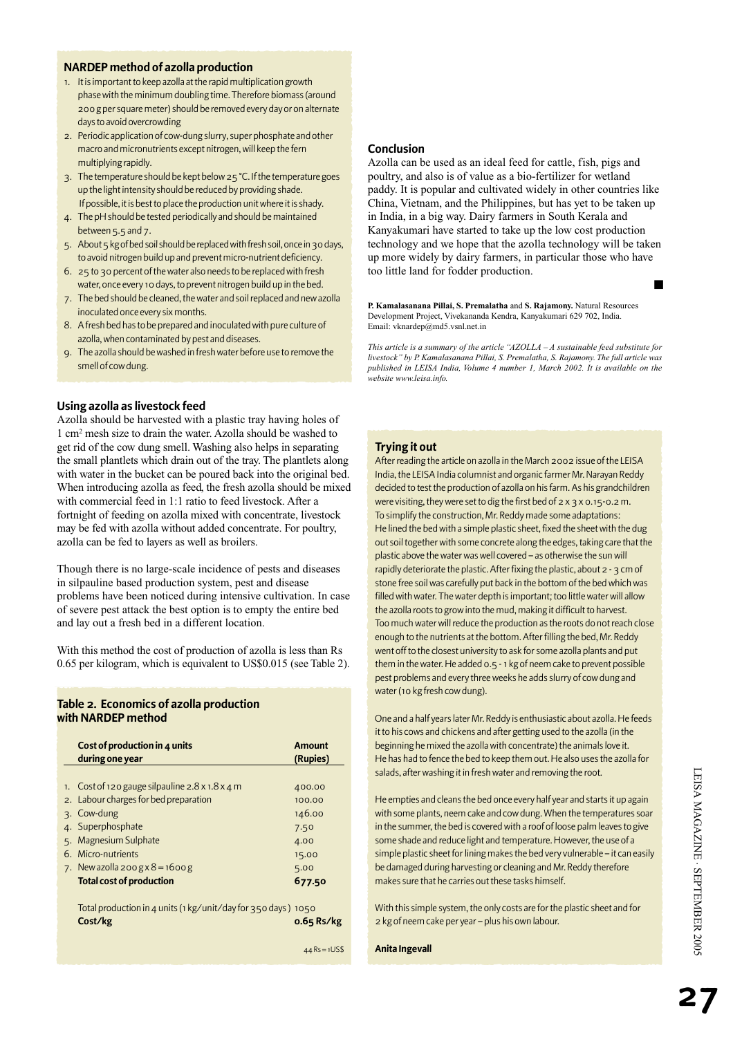## NARDEP method of azolla production

1. It is important to keep azolla at the rapid multiplication growth phase with the minimum doubling time. Therefore biomass (around 200 g per square meter) should be removed every day or on alternate days to avoid overcrowding
2. Periodic application of cow-dung slurry, super phosphate and other macro and micronutrients except nitrogen, will keep the fern multiplying rapidly.
3. The temperature should be kept below 25 °C. If the temperature goes up the light intensity should be reduced by providing shade. If possible, it is best to place the production unit where it is shady.
4. The pH should be tested periodically and should be maintained between 5.5 and 7.
5. About 5 kg of bed soil should be replaced with fresh soil, once in 30 days, to avoid nitrogen build up and prevent micro-nutrient deficiency.
6. 25 to 30 percent of the water also needs to be replaced with fresh water, once every 10 days, to prevent nitrogen build up in the bed.
7. The bed should be cleaned, the water and soil replaced and new azolla inoculated once every six months.
8. A fresh bed has to be prepared and inoculated with pure culture of azolla, when contaminated by pest and diseases.
9. The azolla should be washed in fresh water before use to remove the smell of cow dung.

## Using azolla as livestock feed

Azolla should be harvested with a plastic tray having holes of 1 $cm^2$ mesh size to drain the water. Azolla should be washed to get rid of the cow dung smell. Washing also helps in separating the small plantlets which drain out of the tray. The plantlets along with water in the bucket can be poured back into the original bed. When introducing azolla as feed, the fresh azolla should be mixed with commercial feed in 1:1 ratio to feed livestock. After a fortnight of feeding on azolla mixed with concentrate, livestock may be fed with azolla without added concentrate. For poultry, azolla can be fed to layers as well as broilers.

Though there is no large-scale incidence of pests and diseases in silpauline based production system, pest and disease problems have been noticed during intensive cultivation. In case of severe pest attack the best option is to empty the entire bed and lay out a fresh bed in a different location.

With this method the cost of production of azolla is less than Rs 0.65 per kilogram, which is equivalent to US$0.015 (see Table 2).

### Table 2. Economics of azolla production with NARDEP method

| | Cost of production in 4 units during one year | Amount (Rupees) |
|---|---|---|
| 1. | Cost of 120 gauge silpauline 2.8 x 1.8 x 4 m | 400.00 |
| 2. | Labour charges for bed preparation | 100.00 |
| 3. | Cow-dung | 146.00 |
| 4. | Superphosphate | 7.50 |
| 5. | Magnesium Sulphate | 4.00 |
| 6. | Micro-nutrients | 15.00 |
| 7. | New azolla 200 g x 8 = 1600 g | 5.00 |
| | **Total cost of production** | **677.50** |
| | Total production in 4 units (1 kg/unit/day for 350 days) | 1050 |
| | **Cost/kg** | **0.65 Rs/kg** |

44 Rs = 1 US$

## Conclusion

Azolla can be used as an ideal feed for cattle, fish, pigs and poultry, and also is of value as a bio-fertilizer for wetland paddy. It is popular and cultivated widely in other countries like China, Vietnam, and the Philippines, but has yet to be taken up in India, in a big way. Dairy farmers in South Kerala and Kanyakumari have started to take up the low cost production technology and we hope that the azolla technology will be taken up more widely by dairy farmers, in particular those who have too little land for fodder production.

**P. Kamalasanana Pillai, S. Premalatha** and **S. Rajamony.** Natural Resources Development Project, Vivekananda Kendra, Kanyakumari 629 702, India. Email: vknardep@md5.vsnl.net.in

*This article is a summary of the article "AZOLLA – A sustainable feed substitute for livestock" by P. Kamalasanana Pillai, S. Premalatha, S. Rajamony. The full article was published in LEISA India, Volume 4 number 1, March 2002. It is available on the website www.leisa.info.*

## Trying it out

After reading the article on azolla in the March 2002 issue of the LEISA India, the LEISA India columnist and organic farmer Mr. Narayan Reddy decided to test the production of azolla on his farm. As his grandchildren were visiting, they were set to dig the first bed of 2 x 3 x 0.15-0.2 m. To simplify the construction, Mr. Reddy made some adaptations: He lined the bed with a simple plastic sheet, fixed the sheet with the dug out soil together with some concrete along the edges, taking care that the plastic above the water was well covered – as otherwise the sun will rapidly deteriorate the plastic. After fixing the plastic, about 2 - 3 cm of stone free soil was carefully put back in the bottom of the bed which was filled with water. The water depth is important; too little water will allow the azolla roots to grow into the mud, making it difficult to harvest. Too much water will reduce the production as the roots do not reach close enough to the nutrients at the bottom. After filling the bed, Mr. Reddy went off to the closest university to ask for some azolla plants and put them in the water. He added 0.5 - 1 kg of neem cake to prevent possible pest problems and every three weeks he adds slurry of cow dung and water (10 kg fresh cow dung).

One and a half years later Mr. Reddy is enthusiastic about azolla. He feeds it to his cows and chickens and after getting used to the azolla (in the beginning he mixed the azolla with concentrate) the animals love it. He has had to fence the bed to keep them out. He also uses the azolla for salads, after washing it in fresh water and removing the root.

He empties and cleans the bed once every half year and starts it up again with some plants, neem cake and cow dung. When the temperatures soar in the summer, the bed is covered with a roof of loose palm leaves to give some shade and reduce light and temperature. However, the use of a simple plastic sheet for lining makes the bed very vulnerable – it can easily be damaged during harvesting or cleaning and Mr. Reddy therefore makes sure that he carries out these tasks himself.

With this simple system, the only costs are for the plastic sheet and for 2 kg of neem cake per year – plus his own labour.

**Anita Ingevall**